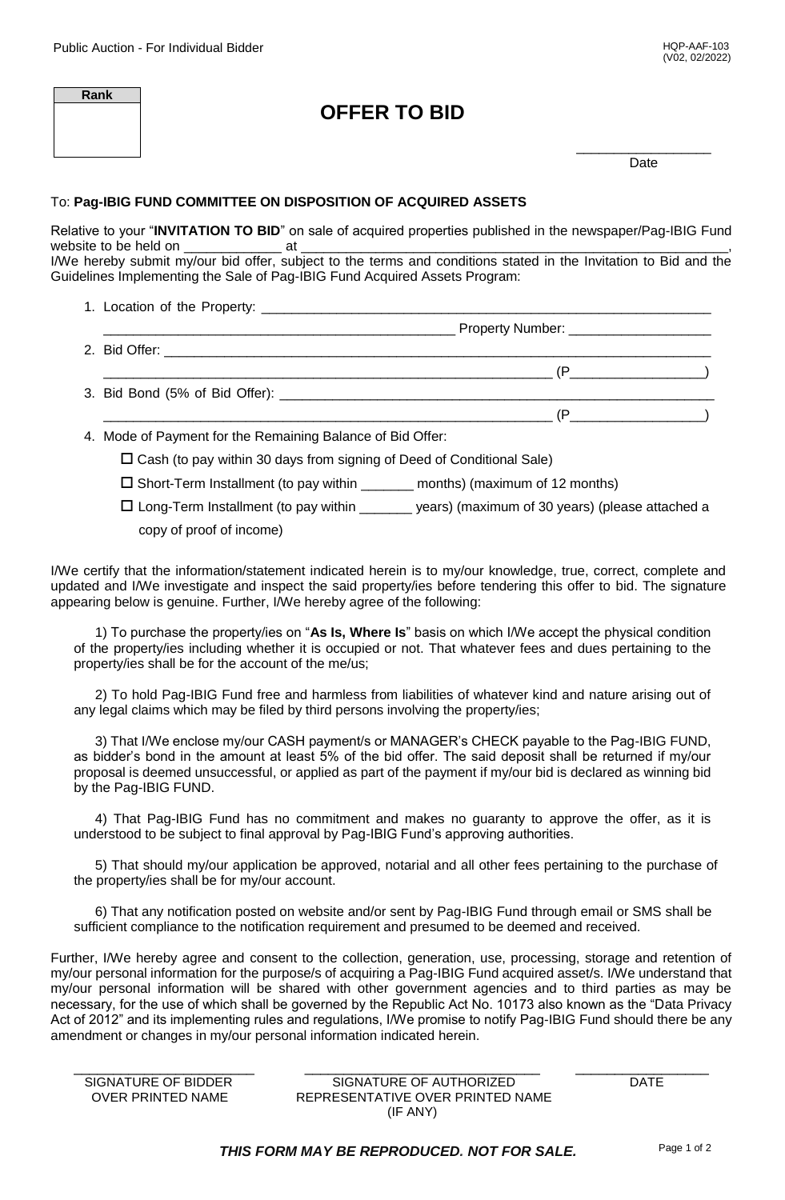Public Auction - For Individual Bidder

HQP-AAF-103
(V02, 02/2022)

| Rank |
| --- |
| |

# OFFER TO BID

_________________
Date

To: **Pag-IBIG FUND COMMITTEE ON DISPOSITION OF ACQUIRED ASSETS**

Relative to your "**INVITATION TO BID**" on sale of acquired properties published in the newspaper/Pag-IBIG Fund website to be held on _____________ at ____________________________________________________________, I/We hereby submit my/our bid offer, subject to the terms and conditions stated in the Invitation to Bid and the Guidelines Implementing the Sale of Pag-IBIG Fund Acquired Assets Program:

1. Location of the Property: ____________________________________________________________
   _______________________________________________ Property Number: ___________________
2. Bid Offer: _______________________________________________________________________
   _____________________________________________________________ (P_________________)
3. Bid Bond (5% of Bid Offer): ________________________________________________________
   _____________________________________________________________ (P_________________)
4. Mode of Payment for the Remaining Balance of Bid Offer:
   - ☐ Cash (to pay within 30 days from signing of Deed of Conditional Sale)
   - ☐ Short-Term Installment (to pay within _______ months) (maximum of 12 months)
   - ☐ Long-Term Installment (to pay within _______ years) (maximum of 30 years) (please attached a copy of proof of income)

I/We certify that the information/statement indicated herein is to my/our knowledge, true, correct, complete and updated and I/We investigate and inspect the said property/ies before tendering this offer to bid. The signature appearing below is genuine. Further, I/We hereby agree of the following:

1) To purchase the property/ies on "**As Is, Where Is**" basis on which I/We accept the physical condition of the property/ies including whether it is occupied or not. That whatever fees and dues pertaining to the property/ies shall be for the account of the me/us;

2) To hold Pag-IBIG Fund free and harmless from liabilities of whatever kind and nature arising out of any legal claims which may be filed by third persons involving the property/ies;

3) That I/We enclose my/our CASH payment/s or MANAGER's CHECK payable to the Pag-IBIG FUND, as bidder's bond in the amount at least 5% of the bid offer. The said deposit shall be returned if my/our proposal is deemed unsuccessful, or applied as part of the payment if my/our bid is declared as winning bid by the Pag-IBIG FUND.

4) That Pag-IBIG Fund has no commitment and makes no guaranty to approve the offer, as it is understood to be subject to final approval by Pag-IBIG Fund's approving authorities.

5) That should my/our application be approved, notarial and all other fees pertaining to the purchase of the property/ies shall be for my/our account.

6) That any notification posted on website and/or sent by Pag-IBIG Fund through email or SMS shall be sufficient compliance to the notification requirement and presumed to be deemed and received.

Further, I/We hereby agree and consent to the collection, generation, use, processing, storage and retention of my/our personal information for the purpose/s of acquiring a Pag-IBIG Fund acquired asset/s. I/We understand that my/our personal information will be shared with other government agencies and to third parties as may be necessary, for the use of which shall be governed by the Republic Act No. 10173 also known as the "Data Privacy Act of 2012" and its implementing rules and regulations, I/We promise to notify Pag-IBIG Fund should there be any amendment or changes in my/our personal information indicated herein.

| ________________________ | ________________________ | ________________ |
| --- | --- | --- |
| SIGNATURE OF BIDDER OVER PRINTED NAME | SIGNATURE OF AUTHORIZED REPRESENTATIVE OVER PRINTED NAME (IF ANY) | DATE |

***THIS FORM MAY BE REPRODUCED. NOT FOR SALE.***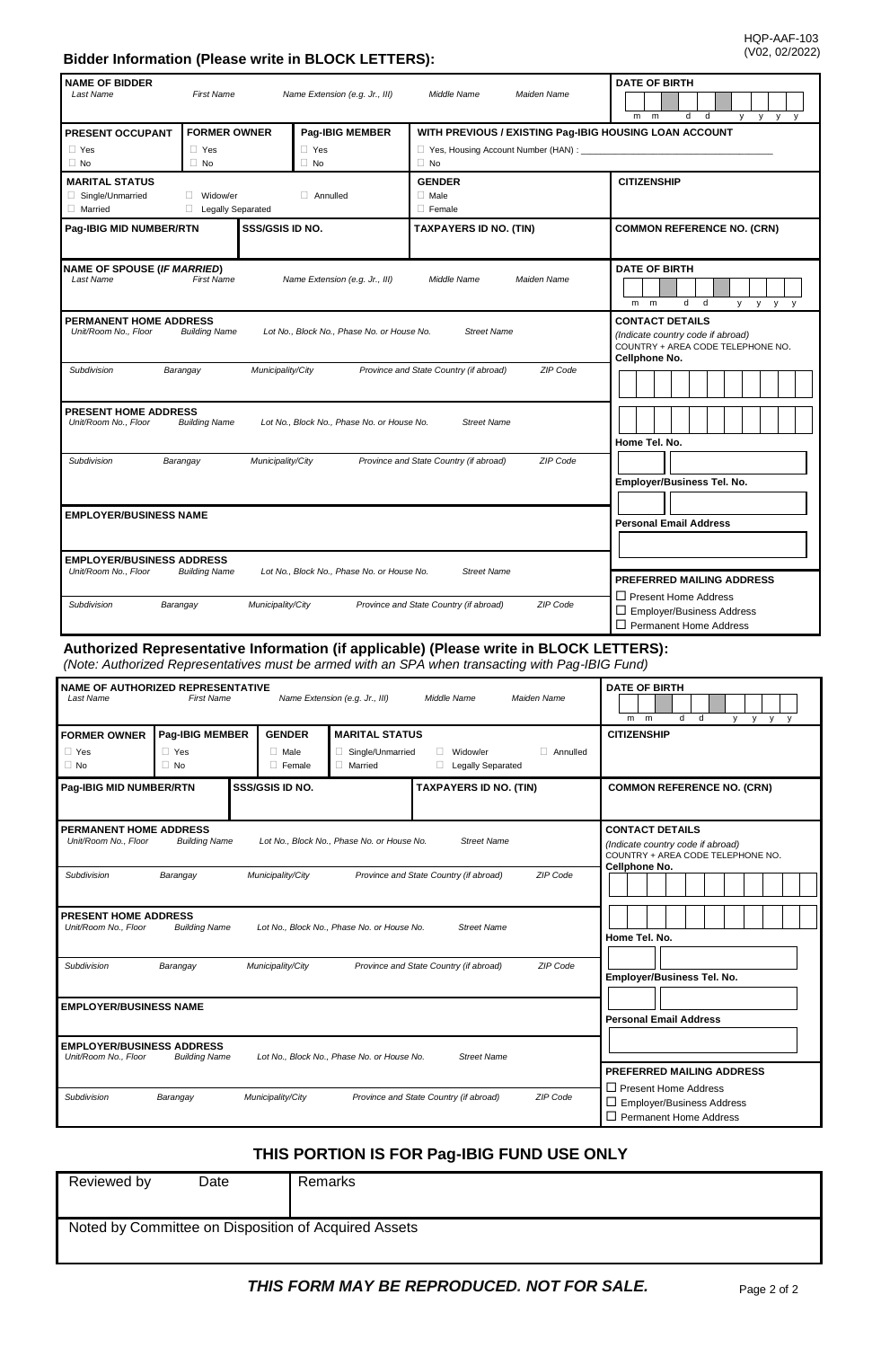HQP-AAF-103
(V02, 02/2022)

## Bidder Information (Please write in BLOCK LETTERS):

**NAME OF BIDDER**
*Last Name* | *First Name* | *Name Extension (e.g. Jr., III)* | *Middle Name* | *Maiden Name*

**DATE OF BIRTH**
m m d d y y y y

| PRESENT OCCUPANT | FORMER OWNER | Pag-IBIG MEMBER | WITH PREVIOUS / EXISTING Pag-IBIG HOUSING LOAN ACCOUNT |
|---|---|---|---|
| ☐ Yes | ☐ Yes | ☐ Yes | ☐ Yes, Housing Account Number (HAN) : ___ |
| ☐ No | ☐ No | ☐ No | ☐ No |

**MARITAL STATUS**
☐ Single/Unmarried ☐ Widow/er ☐ Annulled
☐ Married ☐ Legally Separated

**GENDER**
☐ Male
☐ Female

**CITIZENSHIP**

| Pag-IBIG MID NUMBER/RTN | SSS/GSIS ID NO. | TAXPAYERS ID NO. (TIN) | COMMON REFERENCE NO. (CRN) |
|---|---|---|---|
| | | | |

**NAME OF SPOUSE (*IF MARRIED*)**
*Last Name* | *First Name* | *Name Extension (e.g. Jr., III)* | *Middle Name* | *Maiden Name*

**DATE OF BIRTH**
m m d d y y y y

**PERMANENT HOME ADDRESS**
*Unit/Room No., Floor* | *Building Name* | *Lot No., Block No., Phase No. or House No.* | *Street Name*
*Subdivision* | *Barangay* | *Municipality/City* | *Province and State Country (if abroad)* | *ZIP Code*

**PRESENT HOME ADDRESS**
*Unit/Room No., Floor* | *Building Name* | *Lot No., Block No., Phase No. or House No.* | *Street Name*
*Subdivision* | *Barangay* | *Municipality/City* | *Province and State Country (if abroad)* | *ZIP Code*

**EMPLOYER/BUSINESS NAME**

**EMPLOYER/BUSINESS ADDRESS**
*Unit/Room No., Floor* | *Building Name* | *Lot No., Block No., Phase No. or House No.* | *Street Name*
*Subdivision* | *Barangay* | *Municipality/City* | *Province and State Country (if abroad)* | *ZIP Code*

**CONTACT DETAILS**
*(Indicate country code if abroad)*
COUNTRY + AREA CODE TELEPHONE NO.

**Cellphone No.**

**Home Tel. No.**

**Employer/Business Tel. No.**

**Personal Email Address**

**PREFERRED MAILING ADDRESS**
☐ Present Home Address
☐ Employer/Business Address
☐ Permanent Home Address

## Authorized Representative Information (if applicable) (Please write in BLOCK LETTERS):

*(Note: Authorized Representatives must be armed with an SPA when transacting with Pag-IBIG Fund)*

**NAME OF AUTHORIZED REPRESENTATIVE**
*Last Name* | *First Name* | *Name Extension (e.g. Jr., III)* | *Middle Name* | *Maiden Name*

**DATE OF BIRTH**
m m d d y y y y

| FORMER OWNER | Pag-IBIG MEMBER | GENDER | MARITAL STATUS | | |
|---|---|---|---|---|---|
| ☐ Yes | ☐ Yes | ☐ Male | ☐ Single/Unmarried | ☐ Widow/er | ☐ Annulled |
| ☐ No | ☐ No | ☐ Female | ☐ Married | ☐ Legally Separated | |

**CITIZENSHIP**

| Pag-IBIG MID NUMBER/RTN | SSS/GSIS ID NO. | TAXPAYERS ID NO. (TIN) | COMMON REFERENCE NO. (CRN) |
|---|---|---|---|
| | | | |

**PERMANENT HOME ADDRESS**
*Unit/Room No., Floor* | *Building Name* | *Lot No., Block No., Phase No. or House No.* | *Street Name*
*Subdivision* | *Barangay* | *Municipality/City* | *Province and State Country (if abroad)* | *ZIP Code*

**PRESENT HOME ADDRESS**
*Unit/Room No., Floor* | *Building Name* | *Lot No., Block No., Phase No. or House No.* | *Street Name*
*Subdivision* | *Barangay* | *Municipality/City* | *Province and State Country (if abroad)* | *ZIP Code*

**EMPLOYER/BUSINESS NAME**

**EMPLOYER/BUSINESS ADDRESS**
*Unit/Room No., Floor* | *Building Name* | *Lot No., Block No., Phase No. or House No.* | *Street Name*
*Subdivision* | *Barangay* | *Municipality/City* | *Province and State Country (if abroad)* | *ZIP Code*

**CONTACT DETAILS**
*(Indicate country code if abroad)*
COUNTRY + AREA CODE TELEPHONE NO.

**Cellphone No.**

**Home Tel. No.**

**Employer/Business Tel. No.**

**Personal Email Address**

**PREFERRED MAILING ADDRESS**
☐ Present Home Address
☐ Employer/Business Address
☐ Permanent Home Address

## THIS PORTION IS FOR Pag-IBIG FUND USE ONLY

| Reviewed by | Date | Remarks |
|---|---|---|
| | | |

Noted by Committee on Disposition of Acquired Assets

***THIS FORM MAY BE REPRODUCED. NOT FOR SALE.***